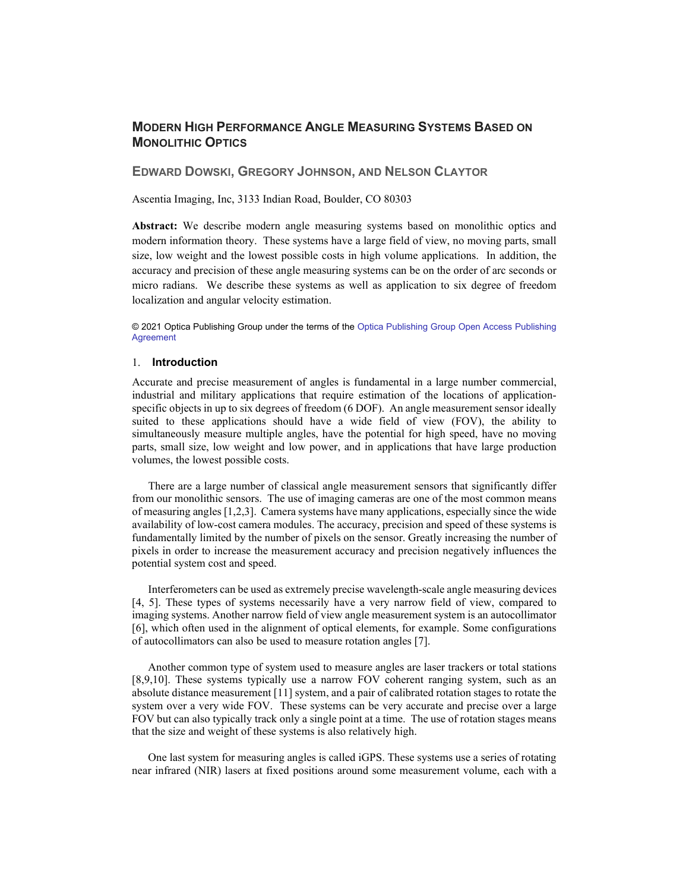# Modern High Performance Angle Measuring Systems Based on Monolithic Optics

## Edward Dowski, Gregory Johnson, and Nelson Claytor

Ascentia Imaging, Inc, 3133 Indian Road, Boulder, CO 80303

**Abstract:** We describe modern angle measuring systems based on monolithic optics and modern information theory. These systems have a large field of view, no moving parts, small size, low weight and the lowest possible costs in high volume applications. In addition, the accuracy and precision of these angle measuring systems can be on the order of arc seconds or micro radians. We describe these systems as well as application to six degree of freedom localization and angular velocity estimation.

© 2021 Optica Publishing Group under the terms of the Optica Publishing Group Open Access Publishing Agreement

## 1. Introduction

Accurate and precise measurement of angles is fundamental in a large number commercial, industrial and military applications that require estimation of the locations of application-specific objects in up to six degrees of freedom (6 DOF). An angle measurement sensor ideally suited to these applications should have a wide field of view (FOV), the ability to simultaneously measure multiple angles, have the potential for high speed, have no moving parts, small size, low weight and low power, and in applications that have large production volumes, the lowest possible costs.

There are a large number of classical angle measurement sensors that significantly differ from our monolithic sensors. The use of imaging cameras are one of the most common means of measuring angles [1,2,3]. Camera systems have many applications, especially since the wide availability of low-cost camera modules. The accuracy, precision and speed of these systems is fundamentally limited by the number of pixels on the sensor. Greatly increasing the number of pixels in order to increase the measurement accuracy and precision negatively influences the potential system cost and speed.

Interferometers can be used as extremely precise wavelength-scale angle measuring devices [4, 5]. These types of systems necessarily have a very narrow field of view, compared to imaging systems. Another narrow field of view angle measurement system is an autocollimator [6], which often used in the alignment of optical elements, for example. Some configurations of autocollimators can also be used to measure rotation angles [7].

Another common type of system used to measure angles are laser trackers or total stations [8,9,10]. These systems typically use a narrow FOV coherent ranging system, such as an absolute distance measurement [11] system, and a pair of calibrated rotation stages to rotate the system over a very wide FOV. These systems can be very accurate and precise over a large FOV but can also typically track only a single point at a time. The use of rotation stages means that the size and weight of these systems is also relatively high.

One last system for measuring angles is called iGPS. These systems use a series of rotating near infrared (NIR) lasers at fixed positions around some measurement volume, each with a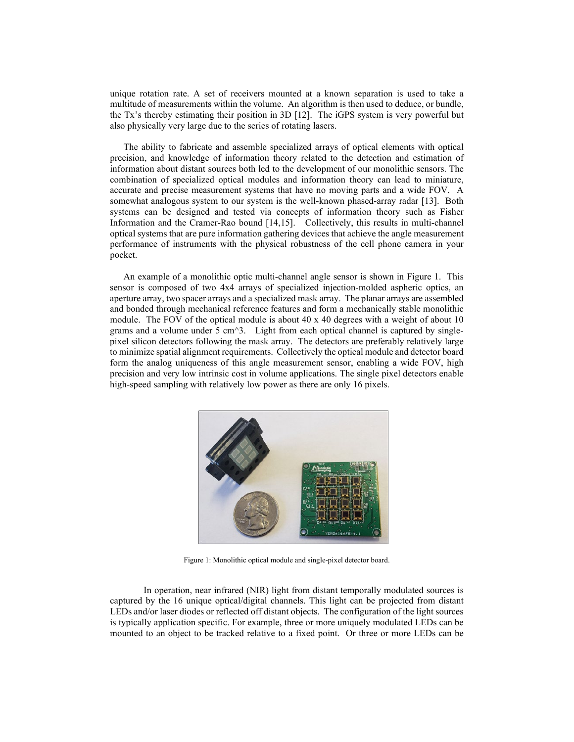unique rotation rate. A set of receivers mounted at a known separation is used to take a multitude of measurements within the volume. An algorithm is then used to deduce, or bundle, the Tx's thereby estimating their position in 3D [12]. The iGPS system is very powerful but also physically very large due to the series of rotating lasers.

The ability to fabricate and assemble specialized arrays of optical elements with optical precision, and knowledge of information theory related to the detection and estimation of information about distant sources both led to the development of our monolithic sensors. The combination of specialized optical modules and information theory can lead to miniature, accurate and precise measurement systems that have no moving parts and a wide FOV. A somewhat analogous system to our system is the well-known phased-array radar [13]. Both systems can be designed and tested via concepts of information theory such as Fisher Information and the Cramer-Rao bound [14,15]. Collectively, this results in multi-channel optical systems that are pure information gathering devices that achieve the angle measurement performance of instruments with the physical robustness of the cell phone camera in your pocket.

An example of a monolithic optic multi-channel angle sensor is shown in Figure 1. This sensor is composed of two 4x4 arrays of specialized injection-molded aspheric optics, an aperture array, two spacer arrays and a specialized mask array. The planar arrays are assembled and bonded through mechanical reference features and form a mechanically stable monolithic module. The FOV of the optical module is about 40 x 40 degrees with a weight of about 10 grams and a volume under 5 cm^3. Light from each optical channel is captured by single-pixel silicon detectors following the mask array. The detectors are preferably relatively large to minimize spatial alignment requirements. Collectively the optical module and detector board form the analog uniqueness of this angle measurement sensor, enabling a wide FOV, high precision and very low intrinsic cost in volume applications. The single pixel detectors enable high-speed sampling with relatively low power as there are only 16 pixels.

Figure 1: Monolithic optical module and single-pixel detector board.

In operation, near infrared (NIR) light from distant temporally modulated sources is captured by the 16 unique optical/digital channels. This light can be projected from distant LEDs and/or laser diodes or reflected off distant objects. The configuration of the light sources is typically application specific. For example, three or more uniquely modulated LEDs can be mounted to an object to be tracked relative to a fixed point. Or three or more LEDs can be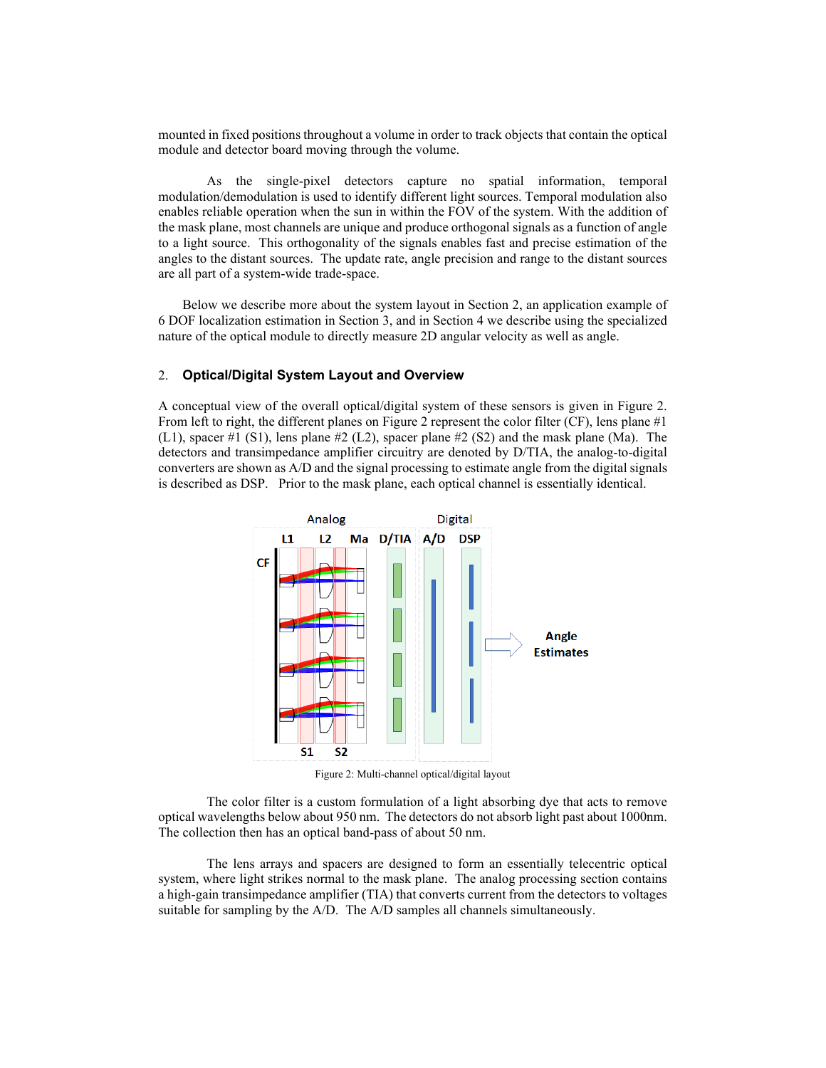mounted in fixed positions throughout a volume in order to track objects that contain the optical module and detector board moving through the volume.

As the single-pixel detectors capture no spatial information, temporal modulation/demodulation is used to identify different light sources. Temporal modulation also enables reliable operation when the sun in within the FOV of the system. With the addition of the mask plane, most channels are unique and produce orthogonal signals as a function of angle to a light source. This orthogonality of the signals enables fast and precise estimation of the angles to the distant sources. The update rate, angle precision and range to the distant sources are all part of a system-wide trade-space.

Below we describe more about the system layout in Section 2, an application example of 6 DOF localization estimation in Section 3, and in Section 4 we describe using the specialized nature of the optical module to directly measure 2D angular velocity as well as angle.

## 2. Optical/Digital System Layout and Overview

A conceptual view of the overall optical/digital system of these sensors is given in Figure 2. From left to right, the different planes on Figure 2 represent the color filter (CF), lens plane #1 (L1), spacer #1 (S1), lens plane #2 (L2), spacer plane #2 (S2) and the mask plane (Ma). The detectors and transimpedance amplifier circuitry are denoted by D/TIA, the analog-to-digital converters are shown as A/D and the signal processing to estimate angle from the digital signals is described as DSP. Prior to the mask plane, each optical channel is essentially identical.

Figure 2: Multi-channel optical/digital layout

The color filter is a custom formulation of a light absorbing dye that acts to remove optical wavelengths below about 950 nm. The detectors do not absorb light past about 1000nm. The collection then has an optical band-pass of about 50 nm.

The lens arrays and spacers are designed to form an essentially telecentric optical system, where light strikes normal to the mask plane. The analog processing section contains a high-gain transimpedance amplifier (TIA) that converts current from the detectors to voltages suitable for sampling by the A/D. The A/D samples all channels simultaneously.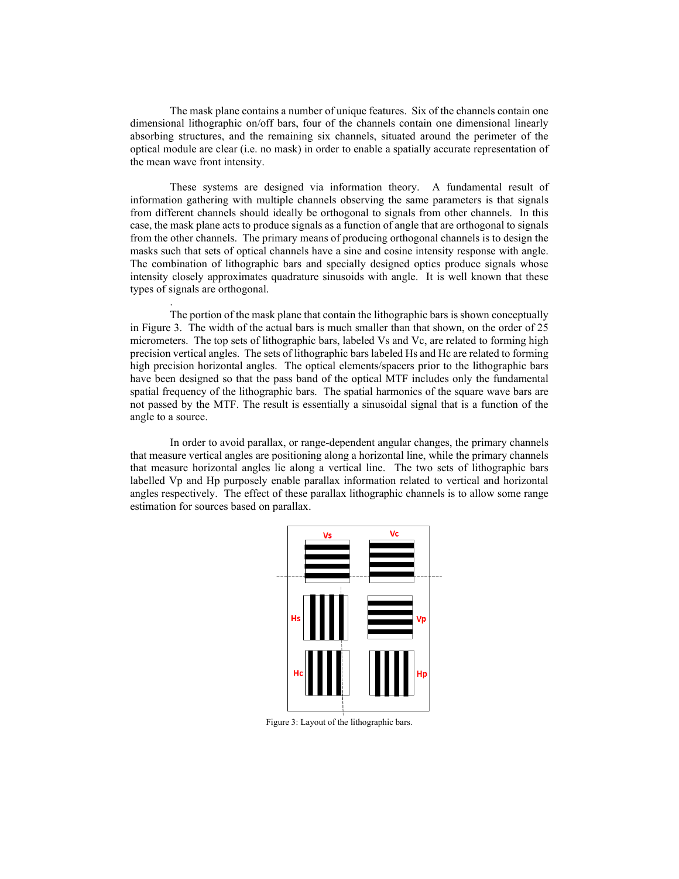The mask plane contains a number of unique features. Six of the channels contain one dimensional lithographic on/off bars, four of the channels contain one dimensional linearly absorbing structures, and the remaining six channels, situated around the perimeter of the optical module are clear (i.e. no mask) in order to enable a spatially accurate representation of the mean wave front intensity.

These systems are designed via information theory. A fundamental result of information gathering with multiple channels observing the same parameters is that signals from different channels should ideally be orthogonal to signals from other channels. In this case, the mask plane acts to produce signals as a function of angle that are orthogonal to signals from the other channels. The primary means of producing orthogonal channels is to design the masks such that sets of optical channels have a sine and cosine intensity response with angle. The combination of lithographic bars and specially designed optics produce signals whose intensity closely approximates quadrature sinusoids with angle. It is well known that these types of signals are orthogonal.

.

The portion of the mask plane that contain the lithographic bars is shown conceptually in Figure 3. The width of the actual bars is much smaller than that shown, on the order of 25 micrometers. The top sets of lithographic bars, labeled Vs and Vc, are related to forming high precision vertical angles. The sets of lithographic bars labeled Hs and Hc are related to forming high precision horizontal angles. The optical elements/spacers prior to the lithographic bars have been designed so that the pass band of the optical MTF includes only the fundamental spatial frequency of the lithographic bars. The spatial harmonics of the square wave bars are not passed by the MTF. The result is essentially a sinusoidal signal that is a function of the angle to a source.

In order to avoid parallax, or range-dependent angular changes, the primary channels that measure vertical angles are positioning along a horizontal line, while the primary channels that measure horizontal angles lie along a vertical line. The two sets of lithographic bars labelled Vp and Hp purposely enable parallax information related to vertical and horizontal angles respectively. The effect of these parallax lithographic channels is to allow some range estimation for sources based on parallax.

Figure 3: Layout of the lithographic bars.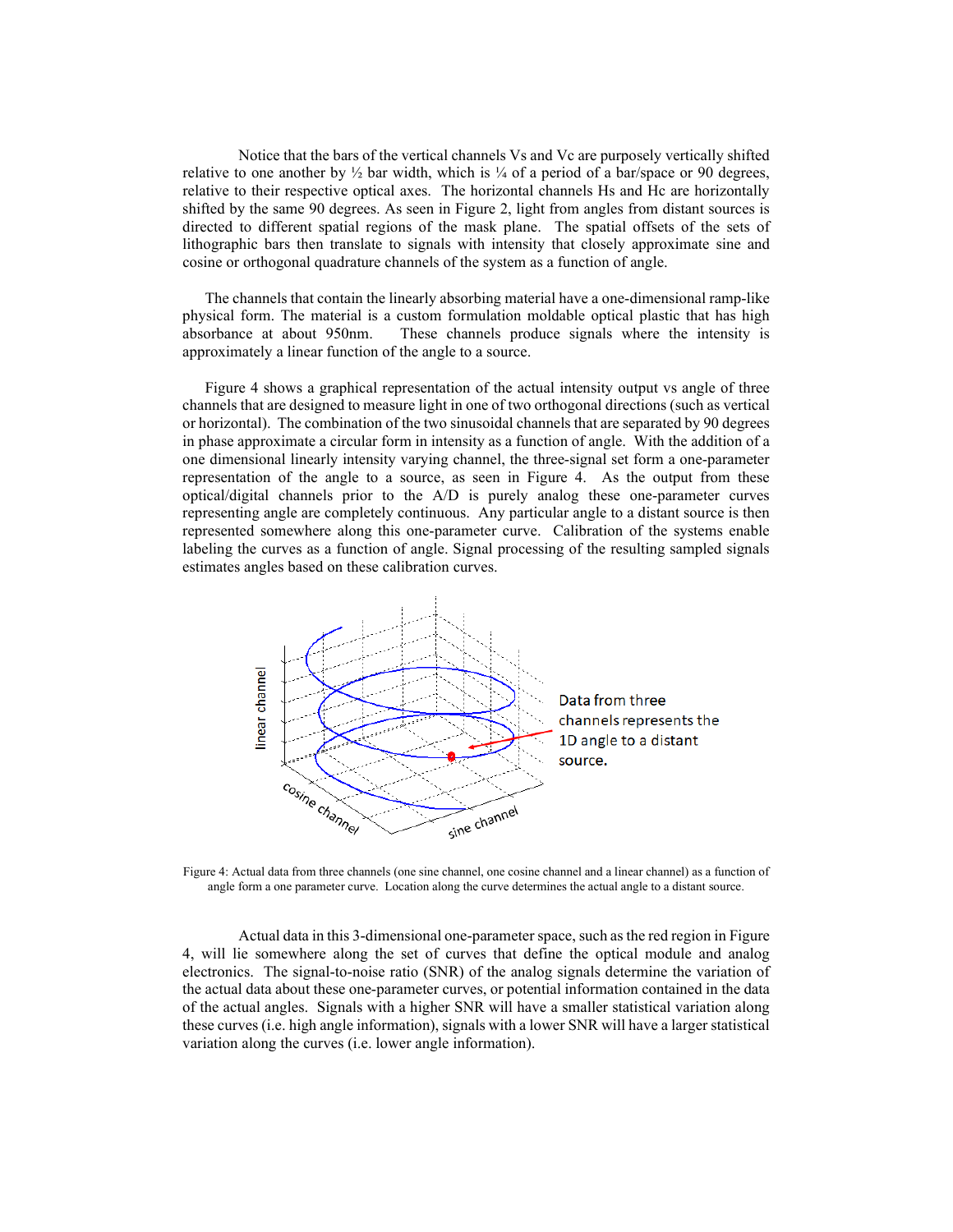Notice that the bars of the vertical channels Vs and Vc are purposely vertically shifted relative to one another by ½ bar width, which is ¼ of a period of a bar/space or 90 degrees, relative to their respective optical axes. The horizontal channels Hs and Hc are horizontally shifted by the same 90 degrees. As seen in Figure 2, light from angles from distant sources is directed to different spatial regions of the mask plane. The spatial offsets of the sets of lithographic bars then translate to signals with intensity that closely approximate sine and cosine or orthogonal quadrature channels of the system as a function of angle.

The channels that contain the linearly absorbing material have a one-dimensional ramp-like physical form. The material is a custom formulation moldable optical plastic that has high absorbance at about 950nm. These channels produce signals where the intensity is approximately a linear function of the angle to a source.

Figure 4 shows a graphical representation of the actual intensity output vs angle of three channels that are designed to measure light in one of two orthogonal directions (such as vertical or horizontal). The combination of the two sinusoidal channels that are separated by 90 degrees in phase approximate a circular form in intensity as a function of angle. With the addition of a one dimensional linearly intensity varying channel, the three-signal set form a one-parameter representation of the angle to a source, as seen in Figure 4. As the output from these optical/digital channels prior to the A/D is purely analog these one-parameter curves representing angle are completely continuous. Any particular angle to a distant source is then represented somewhere along this one-parameter curve. Calibration of the systems enable labeling the curves as a function of angle. Signal processing of the resulting sampled signals estimates angles based on these calibration curves.

Figure 4: Actual data from three channels (one sine channel, one cosine channel and a linear channel) as a function of angle form a one parameter curve. Location along the curve determines the actual angle to a distant source.

Actual data in this 3-dimensional one-parameter space, such as the red region in Figure 4, will lie somewhere along the set of curves that define the optical module and analog electronics. The signal-to-noise ratio (SNR) of the analog signals determine the variation of the actual data about these one-parameter curves, or potential information contained in the data of the actual angles. Signals with a higher SNR will have a smaller statistical variation along these curves (i.e. high angle information), signals with a lower SNR will have a larger statistical variation along the curves (i.e. lower angle information).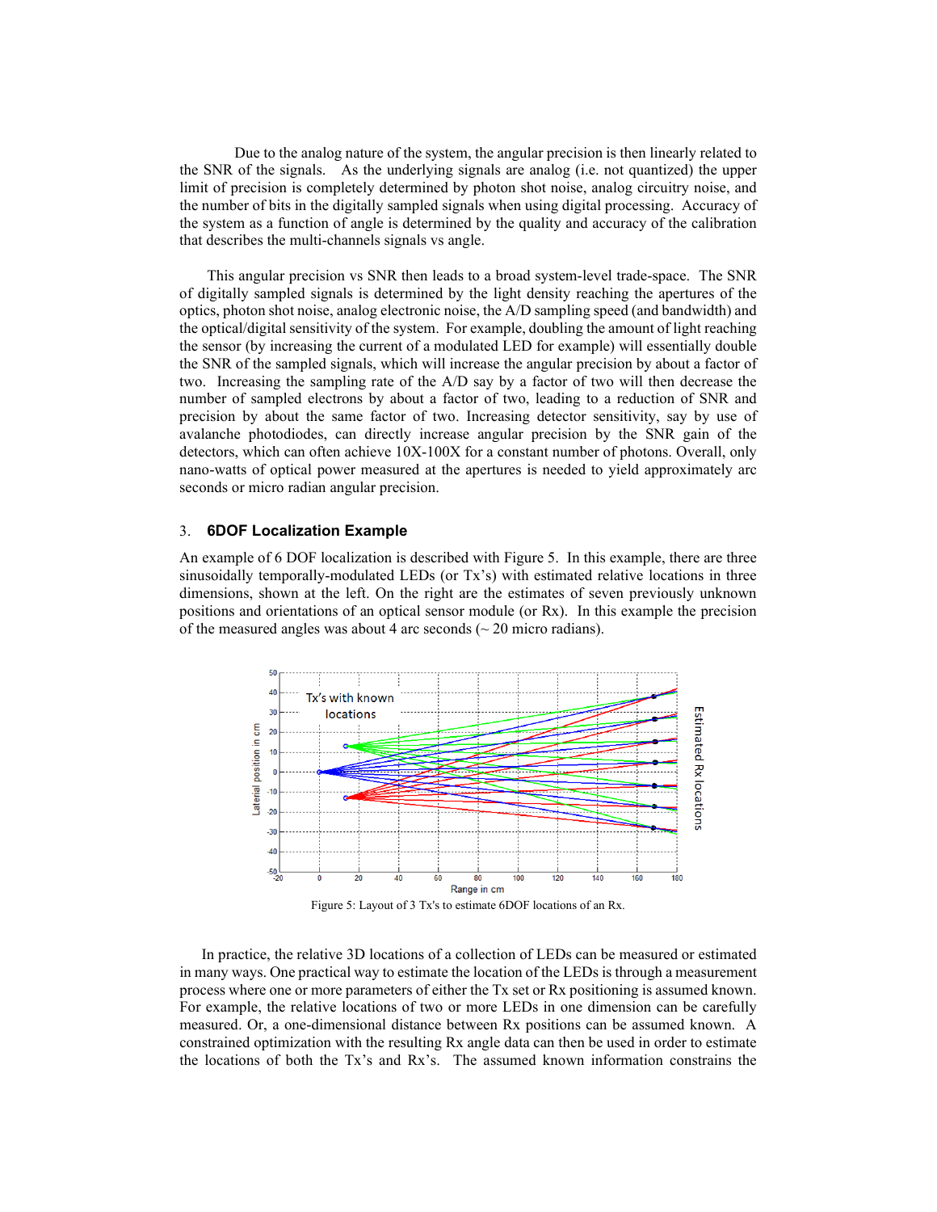Due to the analog nature of the system, the angular precision is then linearly related to the SNR of the signals. As the underlying signals are analog (i.e. not quantized) the upper limit of precision is completely determined by photon shot noise, analog circuitry noise, and the number of bits in the digitally sampled signals when using digital processing. Accuracy of the system as a function of angle is determined by the quality and accuracy of the calibration that describes the multi-channels signals vs angle.

This angular precision vs SNR then leads to a broad system-level trade-space. The SNR of digitally sampled signals is determined by the light density reaching the apertures of the optics, photon shot noise, analog electronic noise, the A/D sampling speed (and bandwidth) and the optical/digital sensitivity of the system. For example, doubling the amount of light reaching the sensor (by increasing the current of a modulated LED for example) will essentially double the SNR of the sampled signals, which will increase the angular precision by about a factor of two. Increasing the sampling rate of the A/D say by a factor of two will then decrease the number of sampled electrons by about a factor of two, leading to a reduction of SNR and precision by about the same factor of two. Increasing detector sensitivity, say by use of avalanche photodiodes, can directly increase angular precision by the SNR gain of the detectors, which can often achieve 10X-100X for a constant number of photons. Overall, only nano-watts of optical power measured at the apertures is needed to yield approximately arc seconds or micro radian angular precision.

## 3. **6DOF Localization Example**

An example of 6 DOF localization is described with Figure 5. In this example, there are three sinusoidally temporally-modulated LEDs (or Tx's) with estimated relative locations in three dimensions, shown at the left. On the right are the estimates of seven previously unknown positions and orientations of an optical sensor module (or Rx). In this example the precision of the measured angles was about 4 arc seconds (~ 20 micro radians).

Figure 5: Layout of 3 Tx's to estimate 6DOF locations of an Rx.

In practice, the relative 3D locations of a collection of LEDs can be measured or estimated in many ways. One practical way to estimate the location of the LEDs is through a measurement process where one or more parameters of either the Tx set or Rx positioning is assumed known. For example, the relative locations of two or more LEDs in one dimension can be carefully measured. Or, a one-dimensional distance between Rx positions can be assumed known. A constrained optimization with the resulting Rx angle data can then be used in order to estimate the locations of both the Tx's and Rx's. The assumed known information constrains the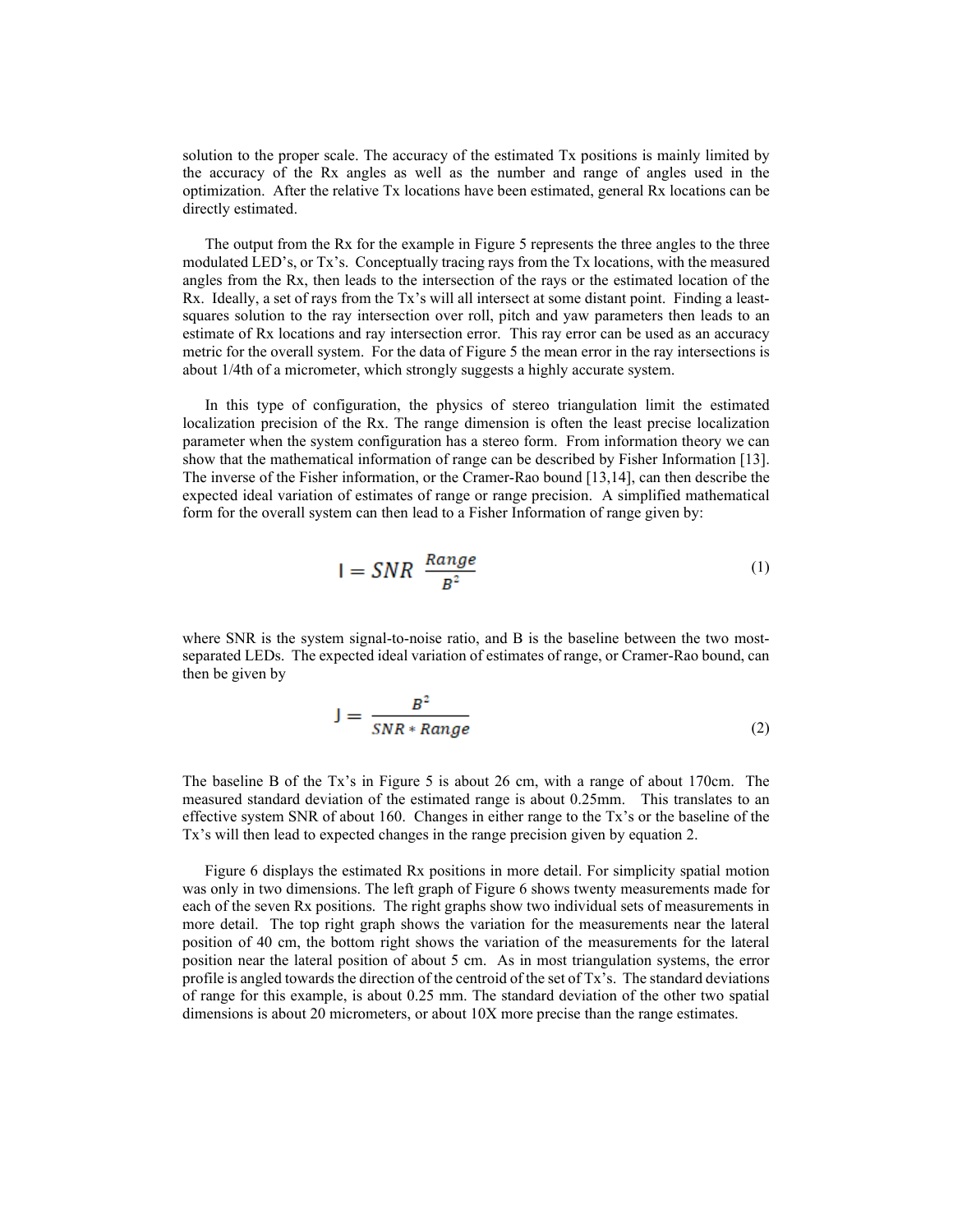solution to the proper scale. The accuracy of the estimated Tx positions is mainly limited by the accuracy of the Rx angles as well as the number and range of angles used in the optimization. After the relative Tx locations have been estimated, general Rx locations can be directly estimated.

The output from the Rx for the example in Figure 5 represents the three angles to the three modulated LED's, or Tx's. Conceptually tracing rays from the Tx locations, with the measured angles from the Rx, then leads to the intersection of the rays or the estimated location of the Rx. Ideally, a set of rays from the Tx's will all intersect at some distant point. Finding a least-squares solution to the ray intersection over roll, pitch and yaw parameters then leads to an estimate of Rx locations and ray intersection error. This ray error can be used as an accuracy metric for the overall system. For the data of Figure 5 the mean error in the ray intersections is about 1/4th of a micrometer, which strongly suggests a highly accurate system.

In this type of configuration, the physics of stereo triangulation limit the estimated localization precision of the Rx. The range dimension is often the least precise localization parameter when the system configuration has a stereo form. From information theory we can show that the mathematical information of range can be described by Fisher Information [13]. The inverse of the Fisher information, or the Cramer-Rao bound [13,14], can then describe the expected ideal variation of estimates of range or range precision. A simplified mathematical form for the overall system can then lead to a Fisher Information of range given by:

$$I = SNR \; \frac{Range}{B^2} \tag{1}$$

where SNR is the system signal-to-noise ratio, and B is the baseline between the two most-separated LEDs. The expected ideal variation of estimates of range, or Cramer-Rao bound, can then be given by

$$J = \frac{B^2}{SNR * Range} \tag{2}$$

The baseline B of the Tx's in Figure 5 is about 26 cm, with a range of about 170cm. The measured standard deviation of the estimated range is about 0.25mm. This translates to an effective system SNR of about 160. Changes in either range to the Tx's or the baseline of the Tx's will then lead to expected changes in the range precision given by equation 2.

Figure 6 displays the estimated Rx positions in more detail. For simplicity spatial motion was only in two dimensions. The left graph of Figure 6 shows twenty measurements made for each of the seven Rx positions. The right graphs show two individual sets of measurements in more detail. The top right graph shows the variation for the measurements near the lateral position of 40 cm, the bottom right shows the variation of the measurements for the lateral position near the lateral position of about 5 cm. As in most triangulation systems, the error profile is angled towards the direction of the centroid of the set of Tx's. The standard deviations of range for this example, is about 0.25 mm. The standard deviation of the other two spatial dimensions is about 20 micrometers, or about 10X more precise than the range estimates.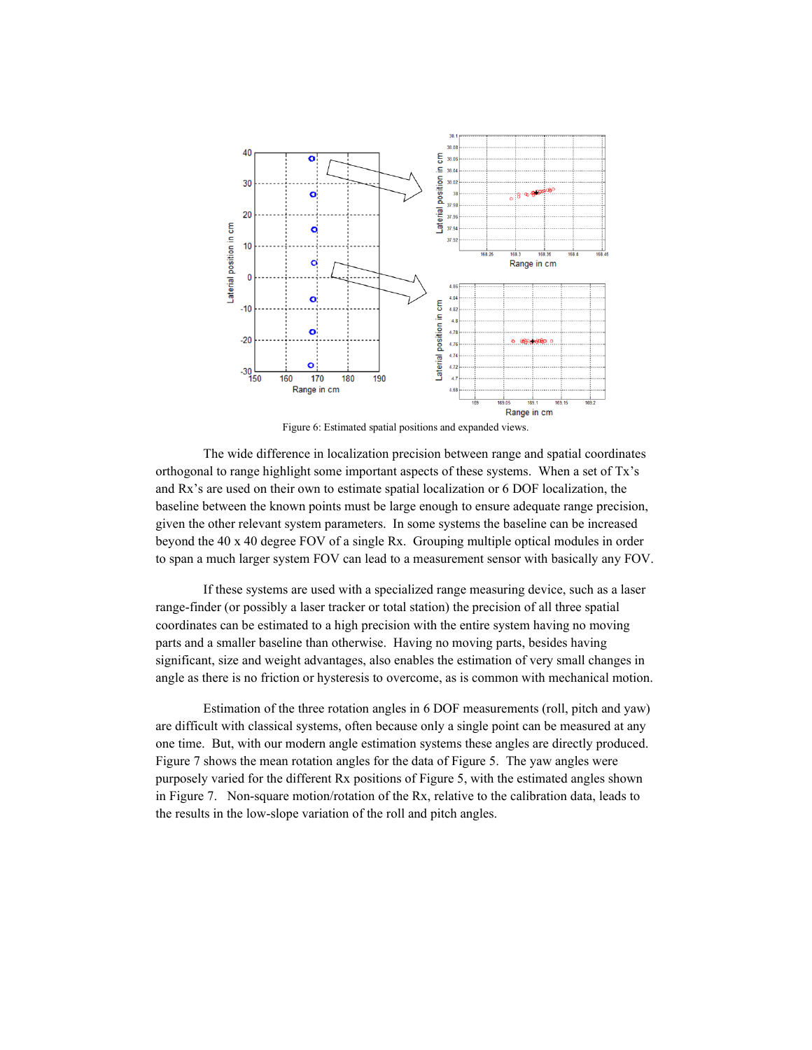Figure 6: Estimated spatial positions and expanded views.

The wide difference in localization precision between range and spatial coordinates orthogonal to range highlight some important aspects of these systems. When a set of Tx's and Rx's are used on their own to estimate spatial localization or 6 DOF localization, the baseline between the known points must be large enough to ensure adequate range precision, given the other relevant system parameters. In some systems the baseline can be increased beyond the 40 x 40 degree FOV of a single Rx. Grouping multiple optical modules in order to span a much larger system FOV can lead to a measurement sensor with basically any FOV.

If these systems are used with a specialized range measuring device, such as a laser range-finder (or possibly a laser tracker or total station) the precision of all three spatial coordinates can be estimated to a high precision with the entire system having no moving parts and a smaller baseline than otherwise. Having no moving parts, besides having significant, size and weight advantages, also enables the estimation of very small changes in angle as there is no friction or hysteresis to overcome, as is common with mechanical motion.

Estimation of the three rotation angles in 6 DOF measurements (roll, pitch and yaw) are difficult with classical systems, often because only a single point can be measured at any one time. But, with our modern angle estimation systems these angles are directly produced. Figure 7 shows the mean rotation angles for the data of Figure 5. The yaw angles were purposely varied for the different Rx positions of Figure 5, with the estimated angles shown in Figure 7. Non-square motion/rotation of the Rx, relative to the calibration data, leads to the results in the low-slope variation of the roll and pitch angles.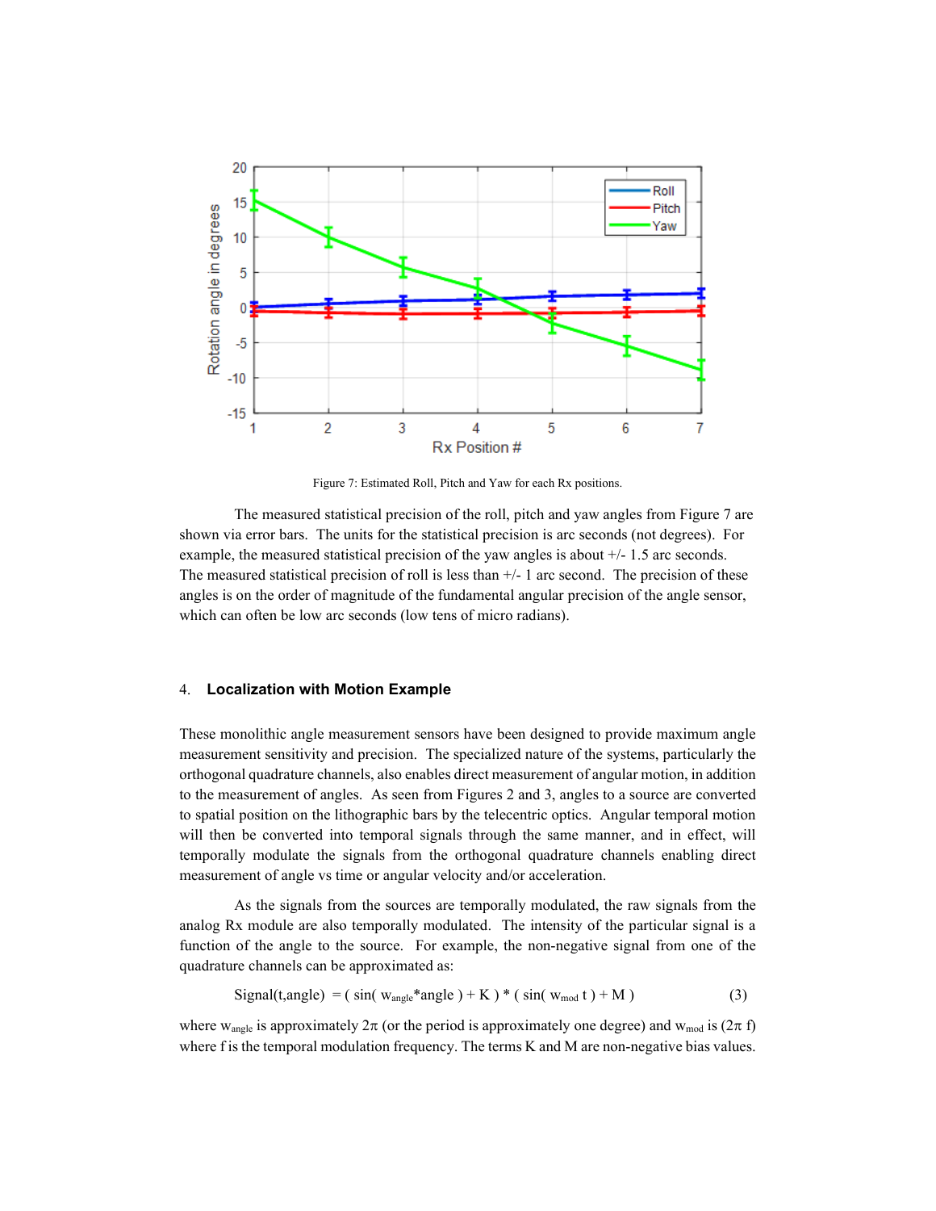Figure 7: Estimated Roll, Pitch and Yaw for each Rx positions.

The measured statistical precision of the roll, pitch and yaw angles from Figure 7 are shown via error bars. The units for the statistical precision is arc seconds (not degrees). For example, the measured statistical precision of the yaw angles is about +/- 1.5 arc seconds. The measured statistical precision of roll is less than +/- 1 arc second. The precision of these angles is on the order of magnitude of the fundamental angular precision of the angle sensor, which can often be low arc seconds (low tens of micro radians).

## 4. Localization with Motion Example

These monolithic angle measurement sensors have been designed to provide maximum angle measurement sensitivity and precision. The specialized nature of the systems, particularly the orthogonal quadrature channels, also enables direct measurement of angular motion, in addition to the measurement of angles. As seen from Figures 2 and 3, angles to a source are converted to spatial position on the lithographic bars by the telecentric optics. Angular temporal motion will then be converted into temporal signals through the same manner, and in effect, will temporally modulate the signals from the orthogonal quadrature channels enabling direct measurement of angle vs time or angular velocity and/or acceleration.

As the signals from the sources are temporally modulated, the raw signals from the analog Rx module are also temporally modulated. The intensity of the particular signal is a function of the angle to the source. For example, the non-negative signal from one of the quadrature channels can be approximated as:

$$\text{Signal}(t,\text{angle}) = (\sin(w_{angle} * \text{angle}) + K) * (\sin(w_{mod}\, t) + M) \qquad (3)$$

where $w_{angle}$ is approximately $2\pi$ (or the period is approximately one degree) and $w_{mod}$ is $(2\pi f)$ where f is the temporal modulation frequency. The terms K and M are non-negative bias values.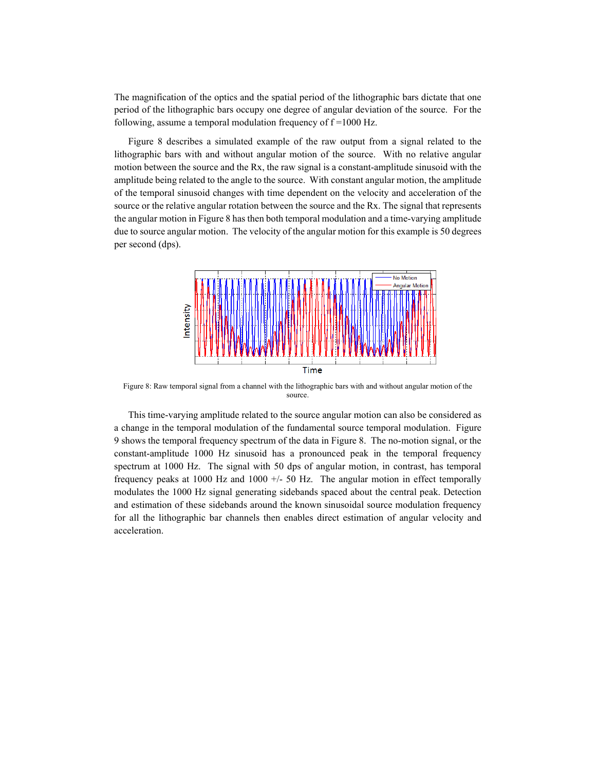The magnification of the optics and the spatial period of the lithographic bars dictate that one period of the lithographic bars occupy one degree of angular deviation of the source. For the following, assume a temporal modulation frequency of $f = 1000$ Hz.

Figure 8 describes a simulated example of the raw output from a signal related to the lithographic bars with and without angular motion of the source. With no relative angular motion between the source and the Rx, the raw signal is a constant-amplitude sinusoid with the amplitude being related to the angle to the source. With constant angular motion, the amplitude of the temporal sinusoid changes with time dependent on the velocity and acceleration of the source or the relative angular rotation between the source and the Rx. The signal that represents the angular motion in Figure 8 has then both temporal modulation and a time-varying amplitude due to source angular motion. The velocity of the angular motion for this example is 50 degrees per second (dps).

Figure 8: Raw temporal signal from a channel with the lithographic bars with and without angular motion of the source.

This time-varying amplitude related to the source angular motion can also be considered as a change in the temporal modulation of the fundamental source temporal modulation. Figure 9 shows the temporal frequency spectrum of the data in Figure 8. The no-motion signal, or the constant-amplitude 1000 Hz sinusoid has a pronounced peak in the temporal frequency spectrum at 1000 Hz. The signal with 50 dps of angular motion, in contrast, has temporal frequency peaks at 1000 Hz and 1000 +/- 50 Hz. The angular motion in effect temporally modulates the 1000 Hz signal generating sidebands spaced about the central peak. Detection and estimation of these sidebands around the known sinusoidal source modulation frequency for all the lithographic bar channels then enables direct estimation of angular velocity and acceleration.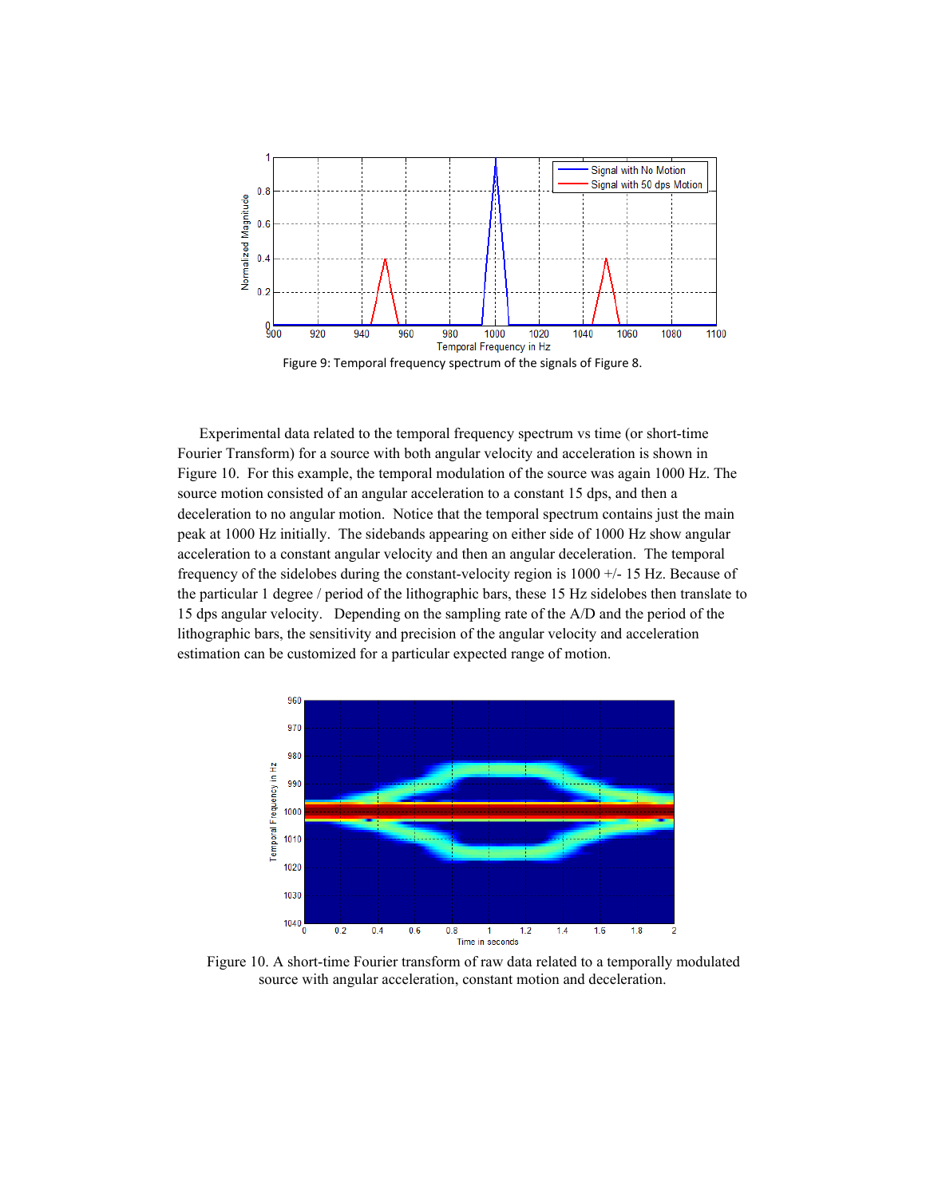Figure 9: Temporal frequency spectrum of the signals of Figure 8.

Experimental data related to the temporal frequency spectrum vs time (or short-time Fourier Transform) for a source with both angular velocity and acceleration is shown in Figure 10. For this example, the temporal modulation of the source was again 1000 Hz. The source motion consisted of an angular acceleration to a constant 15 dps, and then a deceleration to no angular motion. Notice that the temporal spectrum contains just the main peak at 1000 Hz initially. The sidebands appearing on either side of 1000 Hz show angular acceleration to a constant angular velocity and then an angular deceleration. The temporal frequency of the sidelobes during the constant-velocity region is 1000 +/- 15 Hz. Because of the particular 1 degree / period of the lithographic bars, these 15 Hz sidelobes then translate to 15 dps angular velocity. Depending on the sampling rate of the A/D and the period of the lithographic bars, the sensitivity and precision of the angular velocity and acceleration estimation can be customized for a particular expected range of motion.

Figure 10. A short-time Fourier transform of raw data related to a temporally modulated source with angular acceleration, constant motion and deceleration.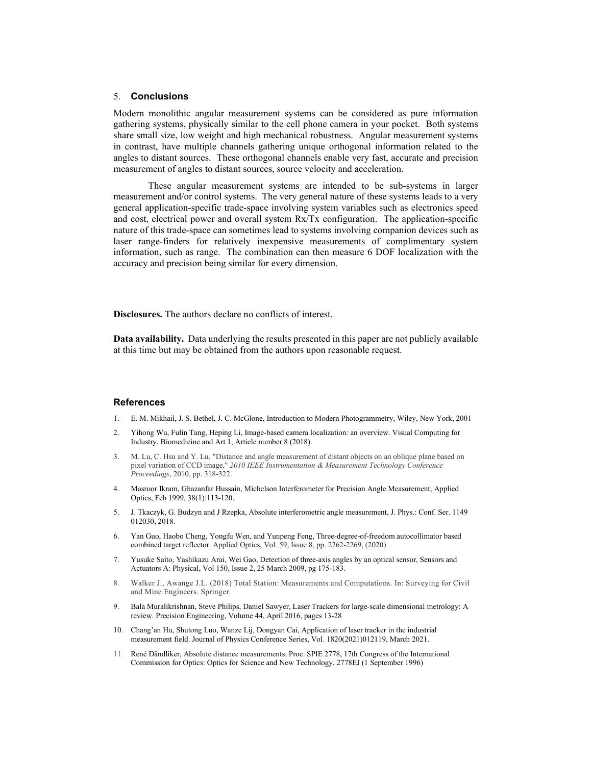## 5. Conclusions

Modern monolithic angular measurement systems can be considered as pure information gathering systems, physically similar to the cell phone camera in your pocket. Both systems share small size, low weight and high mechanical robustness. Angular measurement systems in contrast, have multiple channels gathering unique orthogonal information related to the angles to distant sources. These orthogonal channels enable very fast, accurate and precision measurement of angles to distant sources, source velocity and acceleration.

These angular measurement systems are intended to be sub-systems in larger measurement and/or control systems. The very general nature of these systems leads to a very general application-specific trade-space involving system variables such as electronics speed and cost, electrical power and overall system Rx/Tx configuration. The application-specific nature of this trade-space can sometimes lead to systems involving companion devices such as laser range-finders for relatively inexpensive measurements of complimentary system information, such as range. The combination can then measure 6 DOF localization with the accuracy and precision being similar for every dimension.

**Disclosures.** The authors declare no conflicts of interest.

**Data availability.** Data underlying the results presented in this paper are not publicly available at this time but may be obtained from the authors upon reasonable request.

### References

1. E. M. Mikhail, J. S. Bethel, J. C. McGlone, Introduction to Modern Photogrammetry, Wiley, New York, 2001
2. Yihong Wu, Fulin Tang, Heping Li, Image-based camera localization: an overview. Visual Computing for Industry, Biomedicine and Art 1, Article number 8 (2018).
3. M. Lu, C. Hsu and Y. Lu, "Distance and angle measurement of distant objects on an oblique plane based on pixel variation of CCD image," *2010 IEEE Instrumentation & Measurement Technology Conference Proceedings*, 2010, pp. 318-322.
4. Masroor Ikram, Ghazanfar Hussain, Michelson Interferometer for Precision Angle Measurement, Applied Optics, Feb 1999, 38(1):113-120.
5. J. Tkaczyk, G. Budzyn and J Rzepka, Absolute interferometric angle measurement, J. Phys.: Conf. Ser. 1149 012030, 2018.
6. Yan Guo, Haobo Cheng, Yongfu Wen, and Yunpeng Feng, Three-degree-of-freedom autocollimator based combined target reflector. Applied Optics, Vol. 59, Issue 8, pp. 2262-2269, (2020)
7. Yusuke Saito, Yashikazu Arai, Wei Gao, Detection of three-axis angles by an optical sensor, Sensors and Actuators A: Physical, Vol 150, Issue 2, 25 March 2009, pg 175-183.
8. Walker J., Awange J.L. (2018) Total Station: Measurements and Computations. In: Surveying for Civil and Mine Engineers. Springer.
9. Bala Muralikrishnan, Steve Philips, Daniel Sawyer, Laser Trackers for large-scale dimensional metrology: A review. Precision Engineering, Volume 44, April 2016, pages 13-28
10. Chang'an Hu, Shutong Luo, Wanze Lij, Dongyan Cai, Application of laser tracker in the industrial measurement field. Journal of Physics Conference Series, Vol. 1820(2021)012119, March 2021.
11. René Dändliker, Absolute distance measurements. Proc. SPIE 2778, 17th Congress of the International Commission for Optics: Optics for Science and New Technology, 2778EJ (1 September 1996)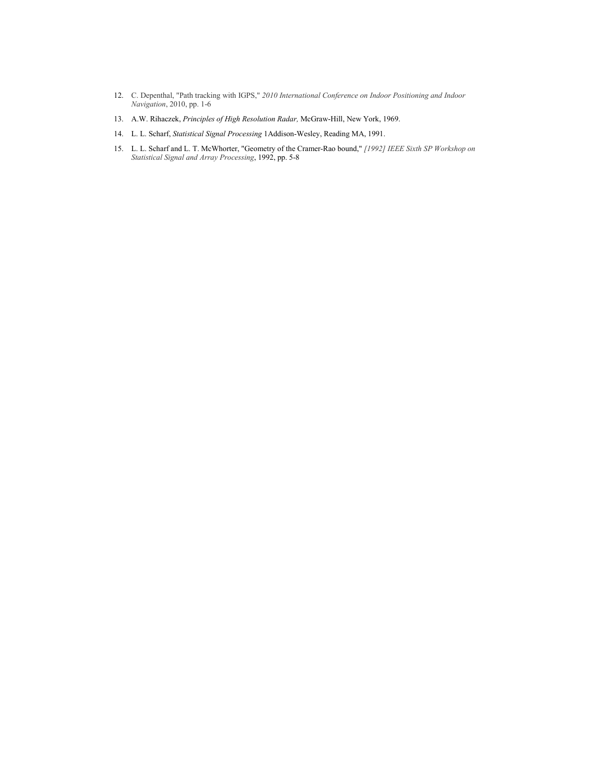12. C. Depenthal, "Path tracking with IGPS," *2010 International Conference on Indoor Positioning and Indoor Navigation*, 2010, pp. 1-6
13. A.W. Rihaczek, *Principles of High Resolution Radar,* McGraw-Hill, New York, 1969.
14. L. L. Scharf, *Statistical Signal Processing* 1Addison-Wesley, Reading MA, 1991.
15. L. L. Scharf and L. T. McWhorter, "Geometry of the Cramer-Rao bound," *[1992] IEEE Sixth SP Workshop on Statistical Signal and Array Processing*, 1992, pp. 5-8